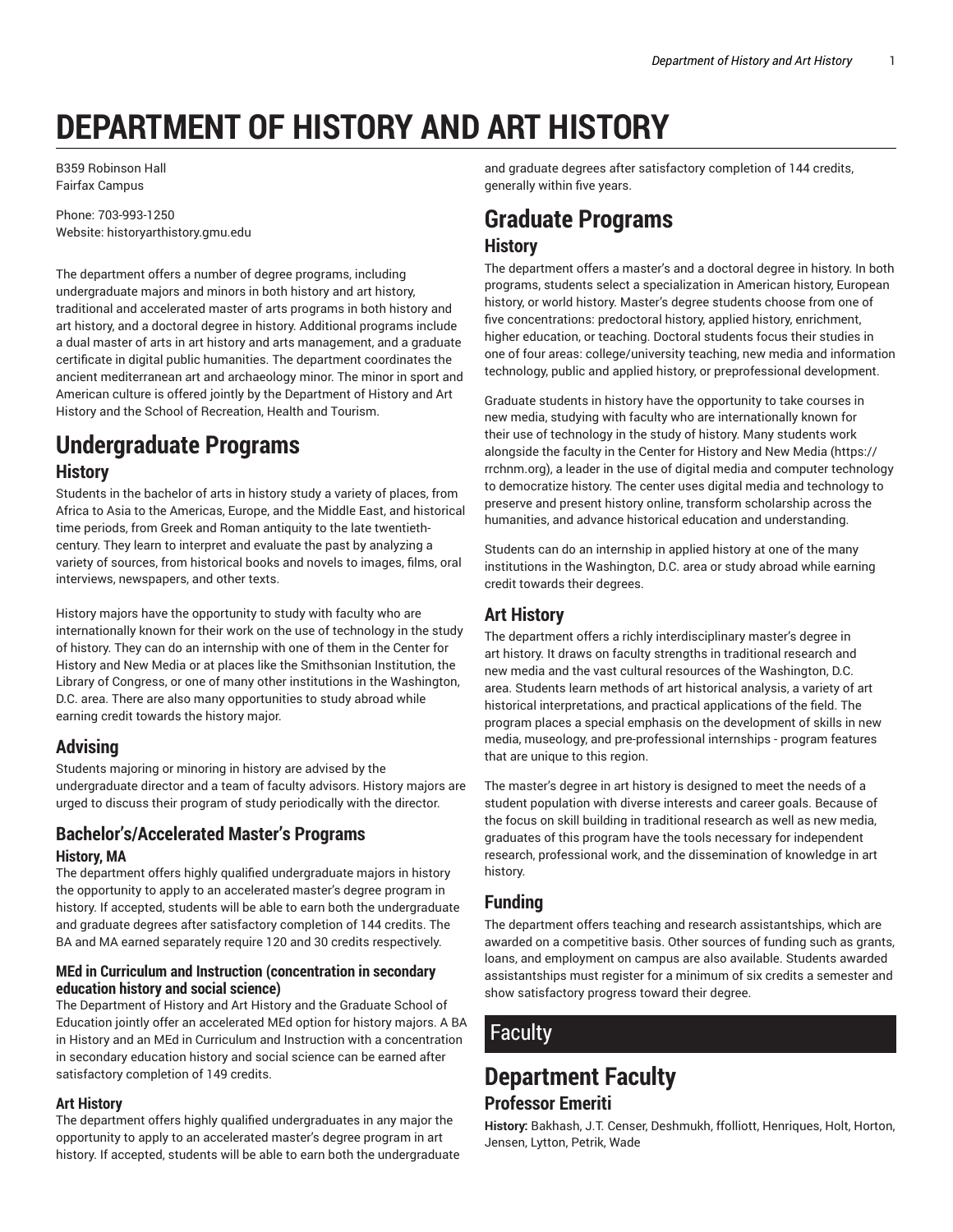# DEPARTMENT OF HISTORY AND ART HISTORY

B359 Robinson Hall
Fairfax Campus

Phone: 703-993-1250
Website: historyarthistory.gmu.edu

The department offers a number of degree programs, including undergraduate majors and minors in both history and art history, traditional and accelerated master of arts programs in both history and art history, and a doctoral degree in history. Additional programs include a dual master of arts in art history and arts management, and a graduate certificate in digital public humanities. The department coordinates the ancient mediterranean art and archaeology minor. The minor in sport and American culture is offered jointly by the Department of History and Art History and the School of Recreation, Health and Tourism.

# Undergraduate Programs

## History

Students in the bachelor of arts in history study a variety of places, from Africa to Asia to the Americas, Europe, and the Middle East, and historical time periods, from Greek and Roman antiquity to the late twentieth-century. They learn to interpret and evaluate the past by analyzing a variety of sources, from historical books and novels to images, films, oral interviews, newspapers, and other texts.

History majors have the opportunity to study with faculty who are internationally known for their work on the use of technology in the study of history. They can do an internship with one of them in the Center for History and New Media or at places like the Smithsonian Institution, the Library of Congress, or one of many other institutions in the Washington, D.C. area. There are also many opportunities to study abroad while earning credit towards the history major.

## Advising

Students majoring or minoring in history are advised by the undergraduate director and a team of faculty advisors. History majors are urged to discuss their program of study periodically with the director.

## Bachelor's/Accelerated Master's Programs

### History, MA

The department offers highly qualified undergraduate majors in history the opportunity to apply to an accelerated master's degree program in history. If accepted, students will be able to earn both the undergraduate and graduate degrees after satisfactory completion of 144 credits. The BA and MA earned separately require 120 and 30 credits respectively.

### MEd in Curriculum and Instruction (concentration in secondary education history and social science)

The Department of History and Art History and the Graduate School of Education jointly offer an accelerated MEd option for history majors. A BA in History and an MEd in Curriculum and Instruction with a concentration in secondary education history and social science can be earned after satisfactory completion of 149 credits.

### Art History

The department offers highly qualified undergraduates in any major the opportunity to apply to an accelerated master's degree program in art history. If accepted, students will be able to earn both the undergraduate and graduate degrees after satisfactory completion of 144 credits, generally within five years.

# Graduate Programs

## History

The department offers a master's and a doctoral degree in history. In both programs, students select a specialization in American history, European history, or world history. Master's degree students choose from one of five concentrations: predoctoral history, applied history, enrichment, higher education, or teaching. Doctoral students focus their studies in one of four areas: college/university teaching, new media and information technology, public and applied history, or preprofessional development.

Graduate students in history have the opportunity to take courses in new media, studying with faculty who are internationally known for their use of technology in the study of history. Many students work alongside the faculty in the Center for History and New Media (https://rrchnm.org), a leader in the use of digital media and computer technology to democratize history. The center uses digital media and technology to preserve and present history online, transform scholarship across the humanities, and advance historical education and understanding.

Students can do an internship in applied history at one of the many institutions in the Washington, D.C. area or study abroad while earning credit towards their degrees.

## Art History

The department offers a richly interdisciplinary master's degree in art history. It draws on faculty strengths in traditional research and new media and the vast cultural resources of the Washington, D.C. area. Students learn methods of art historical analysis, a variety of art historical interpretations, and practical applications of the field. The program places a special emphasis on the development of skills in new media, museology, and pre-professional internships - program features that are unique to this region.

The master's degree in art history is designed to meet the needs of a student population with diverse interests and career goals. Because of the focus on skill building in traditional research as well as new media, graduates of this program have the tools necessary for independent research, professional work, and the dissemination of knowledge in art history.

## Funding

The department offers teaching and research assistantships, which are awarded on a competitive basis. Other sources of funding such as grants, loans, and employment on campus are also available. Students awarded assistantships must register for a minimum of six credits a semester and show satisfactory progress toward their degree.

# Faculty

# Department Faculty

## Professor Emeriti

**History:** Bakhash, J.T. Censer, Deshmukh, ffolliott, Henriques, Holt, Horton, Jensen, Lytton, Petrik, Wade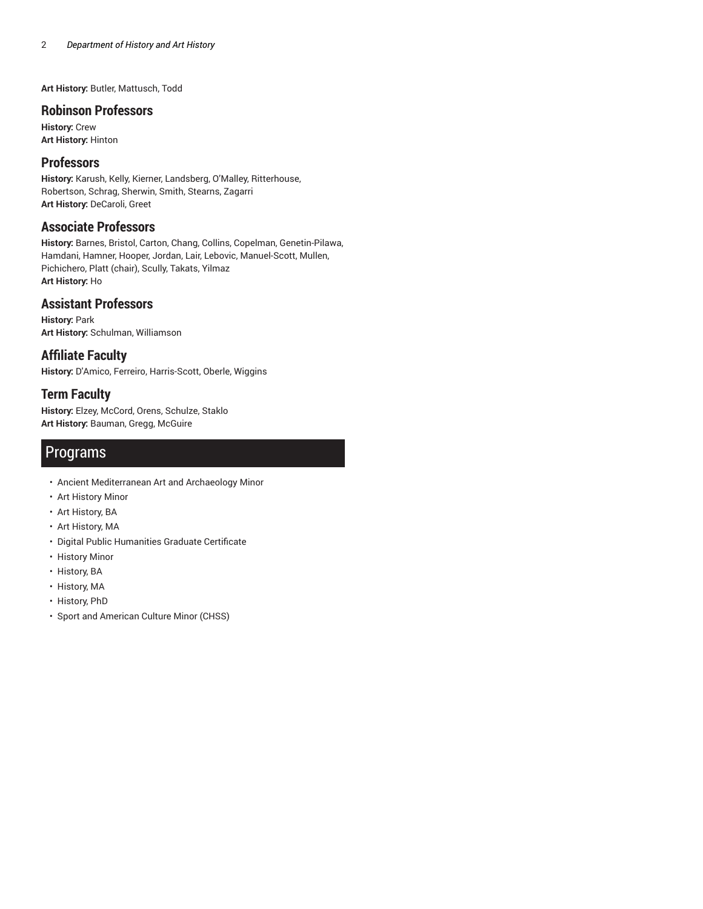**Art History:** Butler, Mattusch, Todd

## Robinson Professors

**History:** Crew
**Art History:** Hinton

## Professors

**History:** Karush, Kelly, Kierner, Landsberg, O'Malley, Ritterhouse, Robertson, Schrag, Sherwin, Smith, Stearns, Zagarri
**Art History:** DeCaroli, Greet

## Associate Professors

**History:** Barnes, Bristol, Carton, Chang, Collins, Copelman, Genetin-Pilawa, Hamdani, Hamner, Hooper, Jordan, Lair, Lebovic, Manuel-Scott, Mullen, Pichichero, Platt (chair), Scully, Takats, Yilmaz
**Art History:** Ho

## Assistant Professors

**History:** Park
**Art History:** Schulman, Williamson

## Affiliate Faculty

**History:** D'Amico, Ferreiro, Harris-Scott, Oberle, Wiggins

## Term Faculty

**History:** Elzey, McCord, Orens, Schulze, Staklo
**Art History:** Bauman, Gregg, McGuire

# Programs

- Ancient Mediterranean Art and Archaeology Minor
- Art History Minor
- Art History, BA
- Art History, MA
- Digital Public Humanities Graduate Certificate
- History Minor
- History, BA
- History, MA
- History, PhD
- Sport and American Culture Minor (CHSS)